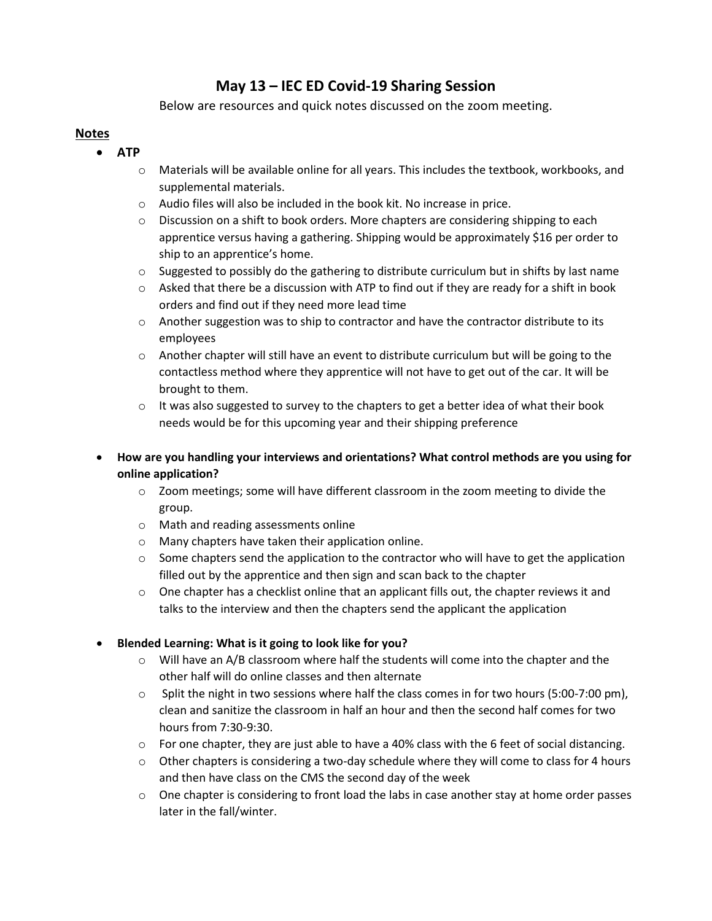# May 13 – IEC ED Covid-19 Sharing Session

Below are resources and quick notes discussed on the zoom meeting.

## Notes

- **ATP**
  - Materials will be available online for all years. This includes the textbook, workbooks, and supplemental materials.
  - Audio files will also be included in the book kit. No increase in price.
  - Discussion on a shift to book orders. More chapters are considering shipping to each apprentice versus having a gathering. Shipping would be approximately $16 per order to ship to an apprentice's home.
  - Suggested to possibly do the gathering to distribute curriculum but in shifts by last name
  - Asked that there be a discussion with ATP to find out if they are ready for a shift in book orders and find out if they need more lead time
  - Another suggestion was to ship to contractor and have the contractor distribute to its employees
  - Another chapter will still have an event to distribute curriculum but will be going to the contactless method where they apprentice will not have to get out of the car. It will be brought to them.
  - It was also suggested to survey to the chapters to get a better idea of what their book needs would be for this upcoming year and their shipping preference

- **How are you handling your interviews and orientations? What control methods are you using for online application?**
  - Zoom meetings; some will have different classroom in the zoom meeting to divide the group.
  - Math and reading assessments online
  - Many chapters have taken their application online.
  - Some chapters send the application to the contractor who will have to get the application filled out by the apprentice and then sign and scan back to the chapter
  - One chapter has a checklist online that an applicant fills out, the chapter reviews it and talks to the interview and then the chapters send the applicant the application

- **Blended Learning: What is it going to look like for you?**
  - Will have an A/B classroom where half the students will come into the chapter and the other half will do online classes and then alternate
  - Split the night in two sessions where half the class comes in for two hours (5:00-7:00 pm), clean and sanitize the classroom in half an hour and then the second half comes for two hours from 7:30-9:30.
  - For one chapter, they are just able to have a 40% class with the 6 feet of social distancing.
  - Other chapters is considering a two-day schedule where they will come to class for 4 hours and then have class on the CMS the second day of the week
  - One chapter is considering to front load the labs in case another stay at home order passes later in the fall/winter.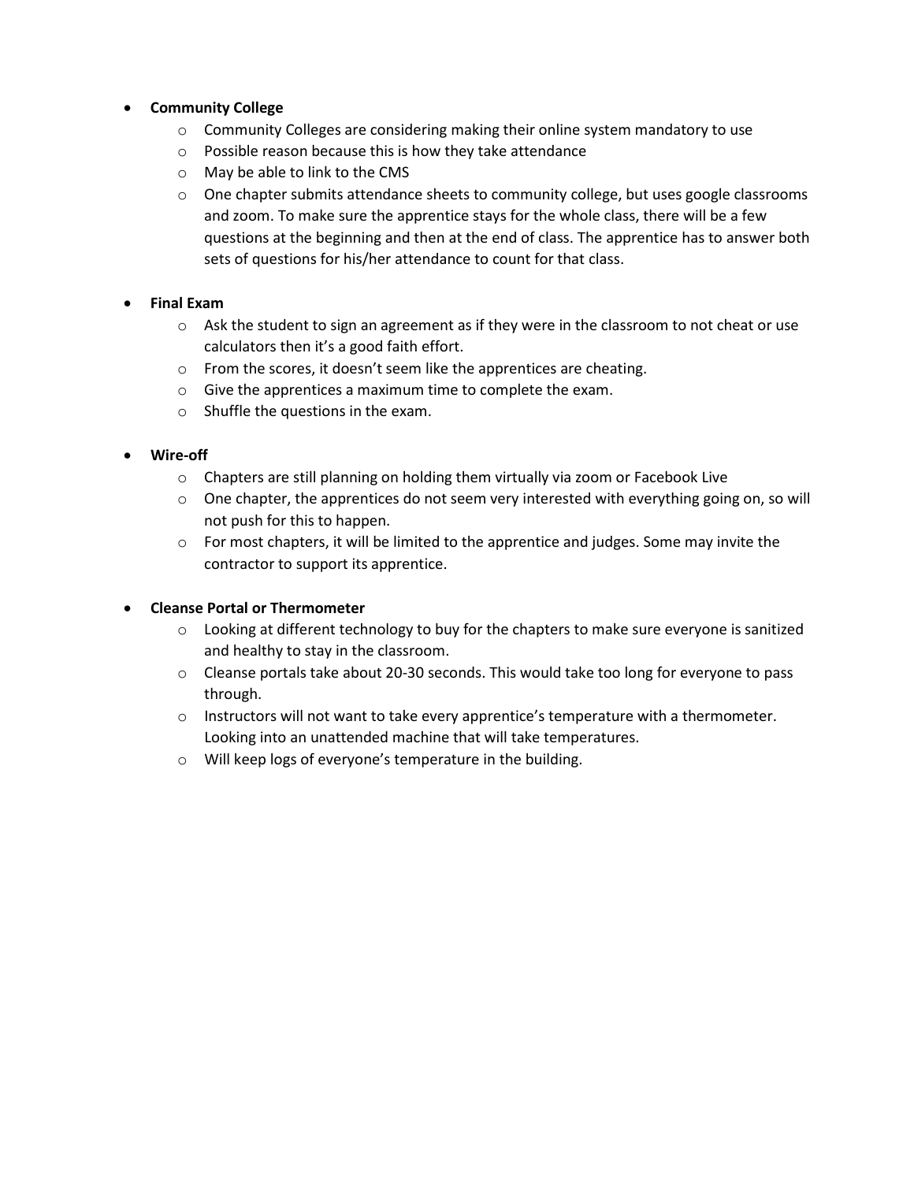- **Community College**
  - Community Colleges are considering making their online system mandatory to use
  - Possible reason because this is how they take attendance
  - May be able to link to the CMS
  - One chapter submits attendance sheets to community college, but uses google classrooms and zoom. To make sure the apprentice stays for the whole class, there will be a few questions at the beginning and then at the end of class. The apprentice has to answer both sets of questions for his/her attendance to count for that class.

- **Final Exam**
  - Ask the student to sign an agreement as if they were in the classroom to not cheat or use calculators then it's a good faith effort.
  - From the scores, it doesn't seem like the apprentices are cheating.
  - Give the apprentices a maximum time to complete the exam.
  - Shuffle the questions in the exam.

- **Wire-off**
  - Chapters are still planning on holding them virtually via zoom or Facebook Live
  - One chapter, the apprentices do not seem very interested with everything going on, so will not push for this to happen.
  - For most chapters, it will be limited to the apprentice and judges. Some may invite the contractor to support its apprentice.

- **Cleanse Portal or Thermometer**
  - Looking at different technology to buy for the chapters to make sure everyone is sanitized and healthy to stay in the classroom.
  - Cleanse portals take about 20-30 seconds. This would take too long for everyone to pass through.
  - Instructors will not want to take every apprentice's temperature with a thermometer. Looking into an unattended machine that will take temperatures.
  - Will keep logs of everyone's temperature in the building.